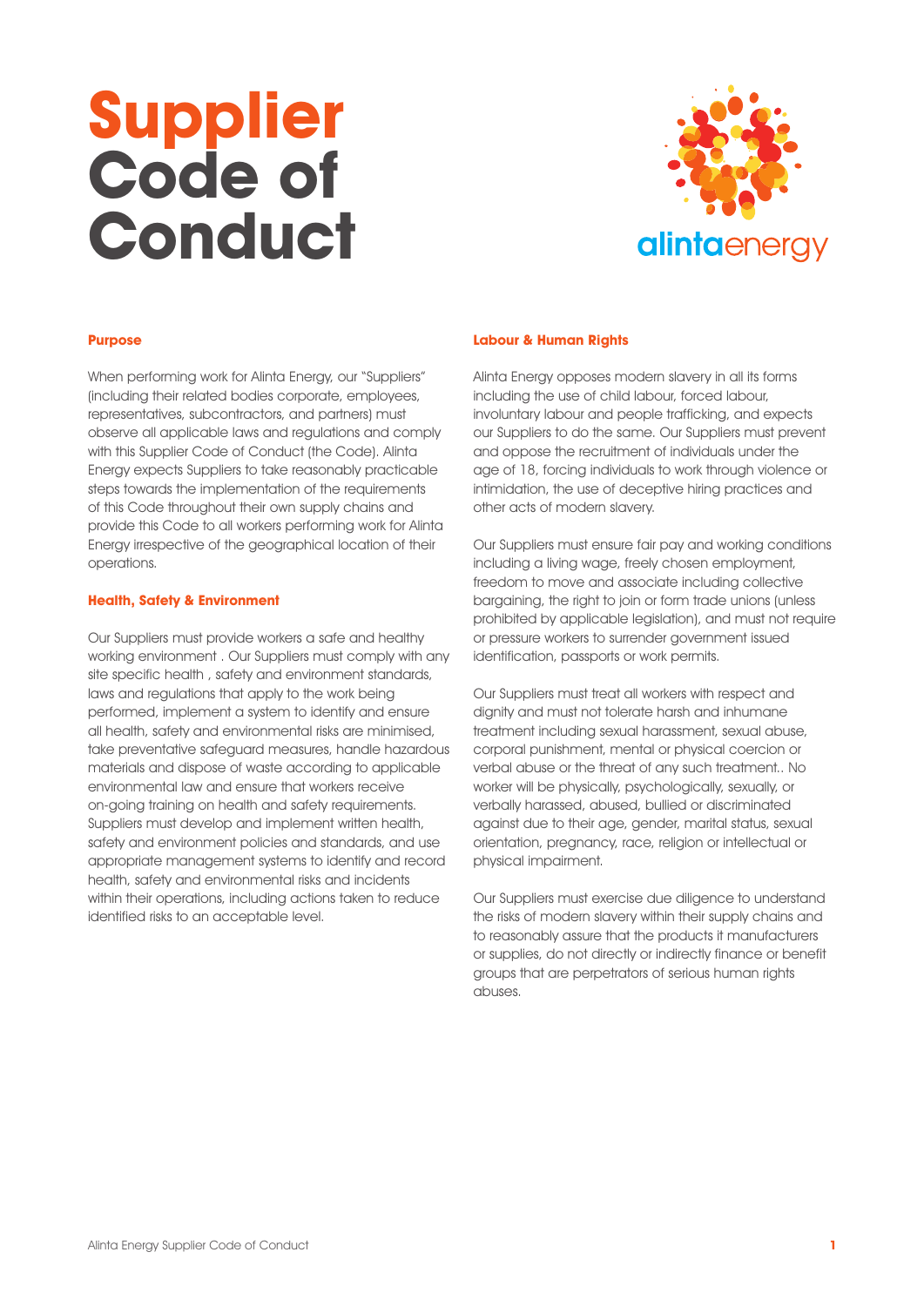# Supplier Code of Conduct

alintaenergy

## Purpose

When performing work for Alinta Energy, our "Suppliers" (including their related bodies corporate, employees, representatives, subcontractors, and partners) must observe all applicable laws and regulations and comply with this Supplier Code of Conduct (the Code). Alinta Energy expects Suppliers to take reasonably practicable steps towards the implementation of the requirements of this Code throughout their own supply chains and provide this Code to all workers performing work for Alinta Energy irrespective of the geographical location of their operations.

## Health, Safety & Environment

Our Suppliers must provide workers a safe and healthy working environment . Our Suppliers must comply with any site specific health , safety and environment standards, laws and regulations that apply to the work being performed, implement a system to identify and ensure all health, safety and environmental risks are minimised, take preventative safeguard measures, handle hazardous materials and dispose of waste according to applicable environmental law and ensure that workers receive on-going training on health and safety requirements. Suppliers must develop and implement written health, safety and environment policies and standards, and use appropriate management systems to identify and record health, safety and environmental risks and incidents within their operations, including actions taken to reduce identified risks to an acceptable level.

## Labour & Human Rights

Alinta Energy opposes modern slavery in all its forms including the use of child labour, forced labour, involuntary labour and people trafficking, and expects our Suppliers to do the same. Our Suppliers must prevent and oppose the recruitment of individuals under the age of 18, forcing individuals to work through violence or intimidation, the use of deceptive hiring practices and other acts of modern slavery.

Our Suppliers must ensure fair pay and working conditions including a living wage, freely chosen employment, freedom to move and associate including collective bargaining, the right to join or form trade unions (unless prohibited by applicable legislation), and must not require or pressure workers to surrender government issued identification, passports or work permits.

Our Suppliers must treat all workers with respect and dignity and must not tolerate harsh and inhumane treatment including sexual harassment, sexual abuse, corporal punishment, mental or physical coercion or verbal abuse or the threat of any such treatment.. No worker will be physically, psychologically, sexually, or verbally harassed, abused, bullied or discriminated against due to their age, gender, marital status, sexual orientation, pregnancy, race, religion or intellectual or physical impairment.

Our Suppliers must exercise due diligence to understand the risks of modern slavery within their supply chains and to reasonably assure that the products it manufacturers or supplies, do not directly or indirectly finance or benefit groups that are perpetrators of serious human rights abuses.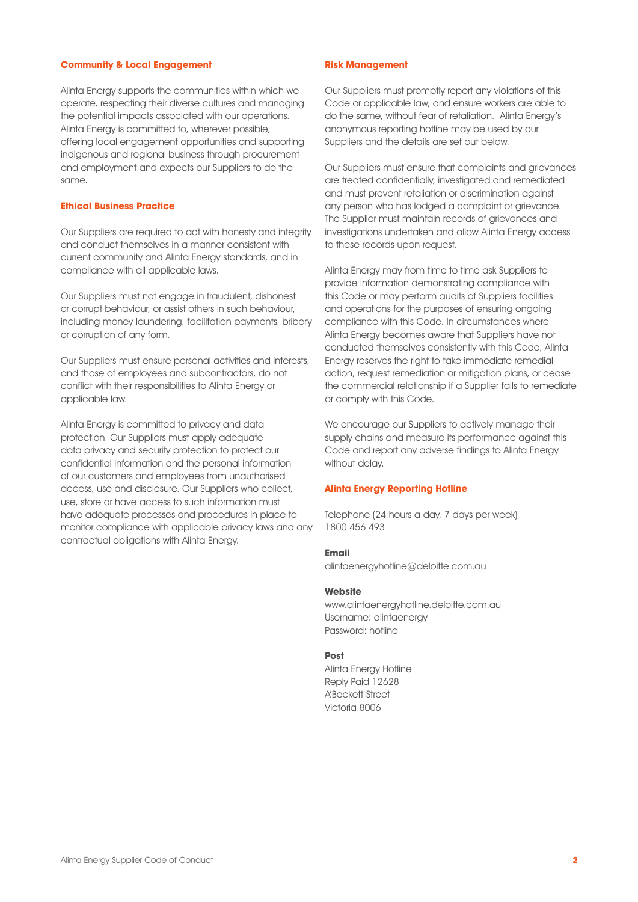## Community & Local Engagement

Alinta Energy supports the communities within which we operate, respecting their diverse cultures and managing the potential impacts associated with our operations. Alinta Energy is committed to, wherever possible, offering local engagement opportunities and supporting indigenous and regional business through procurement and employment and expects our Suppliers to do the same.

## Ethical Business Practice

Our Suppliers are required to act with honesty and integrity and conduct themselves in a manner consistent with current community and Alinta Energy standards, and in compliance with all applicable laws.

Our Suppliers must not engage in fraudulent, dishonest or corrupt behaviour, or assist others in such behaviour, including money laundering, facilitation payments, bribery or corruption of any form.

Our Suppliers must ensure personal activities and interests, and those of employees and subcontractors, do not conflict with their responsibilities to Alinta Energy or applicable law.

Alinta Energy is committed to privacy and data protection. Our Suppliers must apply adequate data privacy and security protection to protect our confidential information and the personal information of our customers and employees from unauthorised access, use and disclosure. Our Suppliers who collect, use, store or have access to such information must have adequate processes and procedures in place to monitor compliance with applicable privacy laws and any contractual obligations with Alinta Energy.

## Risk Management

Our Suppliers must promptly report any violations of this Code or applicable law, and ensure workers are able to do the same, without fear of retaliation. Alinta Energy's anonymous reporting hotline may be used by our Suppliers and the details are set out below.

Our Suppliers must ensure that complaints and grievances are treated confidentially, investigated and remediated and must prevent retaliation or discrimination against any person who has lodged a complaint or grievance. The Supplier must maintain records of grievances and investigations undertaken and allow Alinta Energy access to these records upon request.

Alinta Energy may from time to time ask Suppliers to provide information demonstrating compliance with this Code or may perform audits of Suppliers facilities and operations for the purposes of ensuring ongoing compliance with this Code. In circumstances where Alinta Energy becomes aware that Suppliers have not conducted themselves consistently with this Code, Alinta Energy reserves the right to take immediate remedial action, request remediation or mitigation plans, or cease the commercial relationship if a Supplier fails to remediate or comply with this Code.

We encourage our Suppliers to actively manage their supply chains and measure its performance against this Code and report any adverse findings to Alinta Energy without delay.

## Alinta Energy Reporting Hotline

Telephone (24 hours a day, 7 days per week)
1800 456 493

**Email**
alintaenergyhotline@deloitte.com.au

**Website**
www.alintaenergyhotline.deloitte.com.au
Username: alintaenergy
Password: hotline

**Post**
Alinta Energy Hotline
Reply Paid 12628
A'Beckett Street
Victoria 8006